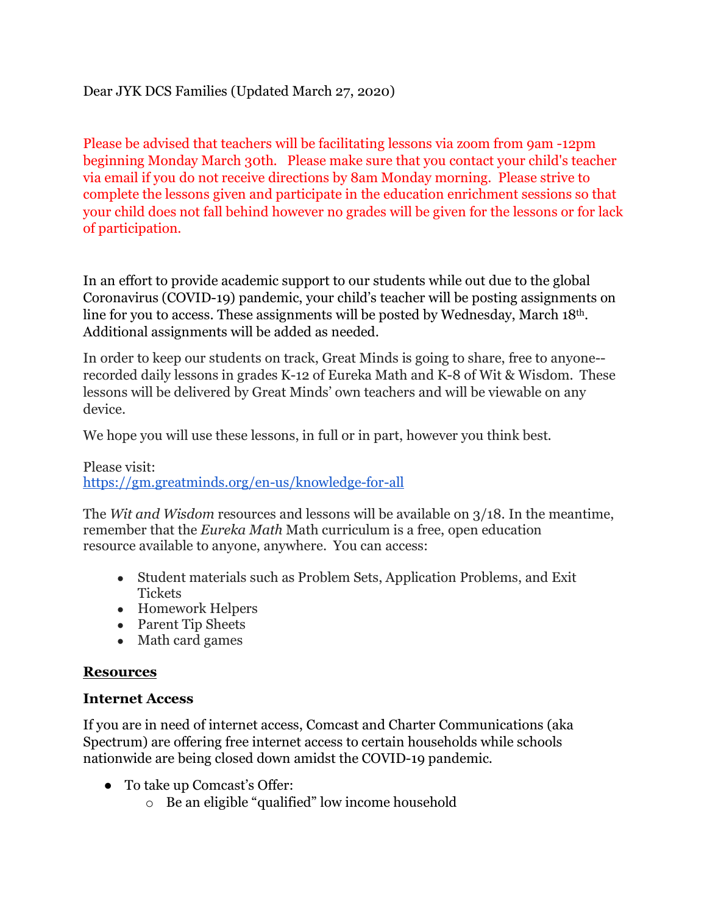Dear JYK DCS Families (Updated March 27, 2020)

Please be advised that teachers will be facilitating lessons via zoom from 9am -12pm beginning Monday March 30th. Please make sure that you contact your child's teacher via email if you do not receive directions by 8am Monday morning. Please strive to complete the lessons given and participate in the education enrichment sessions so that your child does not fall behind however no grades will be given for the lessons or for lack of participation.

In an effort to provide academic support to our students while out due to the global Coronavirus (COVID-19) pandemic, your child's teacher will be posting assignments on line for you to access. These assignments will be posted by Wednesday, March 18th. Additional assignments will be added as needed.

In order to keep our students on track, Great Minds is going to share, free to anyone--recorded daily lessons in grades K-12 of Eureka Math and K-8 of Wit & Wisdom. These lessons will be delivered by Great Minds' own teachers and will be viewable on any device.

We hope you will use these lessons, in full or in part, however you think best.

Please visit:
https://gm.greatminds.org/en-us/knowledge-for-all

The *Wit and Wisdom* resources and lessons will be available on 3/18. In the meantime, remember that the *Eureka Math* Math curriculum is a free, open education resource available to anyone, anywhere. You can access:

- Student materials such as Problem Sets, Application Problems, and Exit Tickets
- Homework Helpers
- Parent Tip Sheets
- Math card games

**Resources**

**Internet Access**

If you are in need of internet access, Comcast and Charter Communications (aka Spectrum) are offering free internet access to certain households while schools nationwide are being closed down amidst the COVID-19 pandemic.

- To take up Comcast's Offer:
  - Be an eligible "qualified" low income household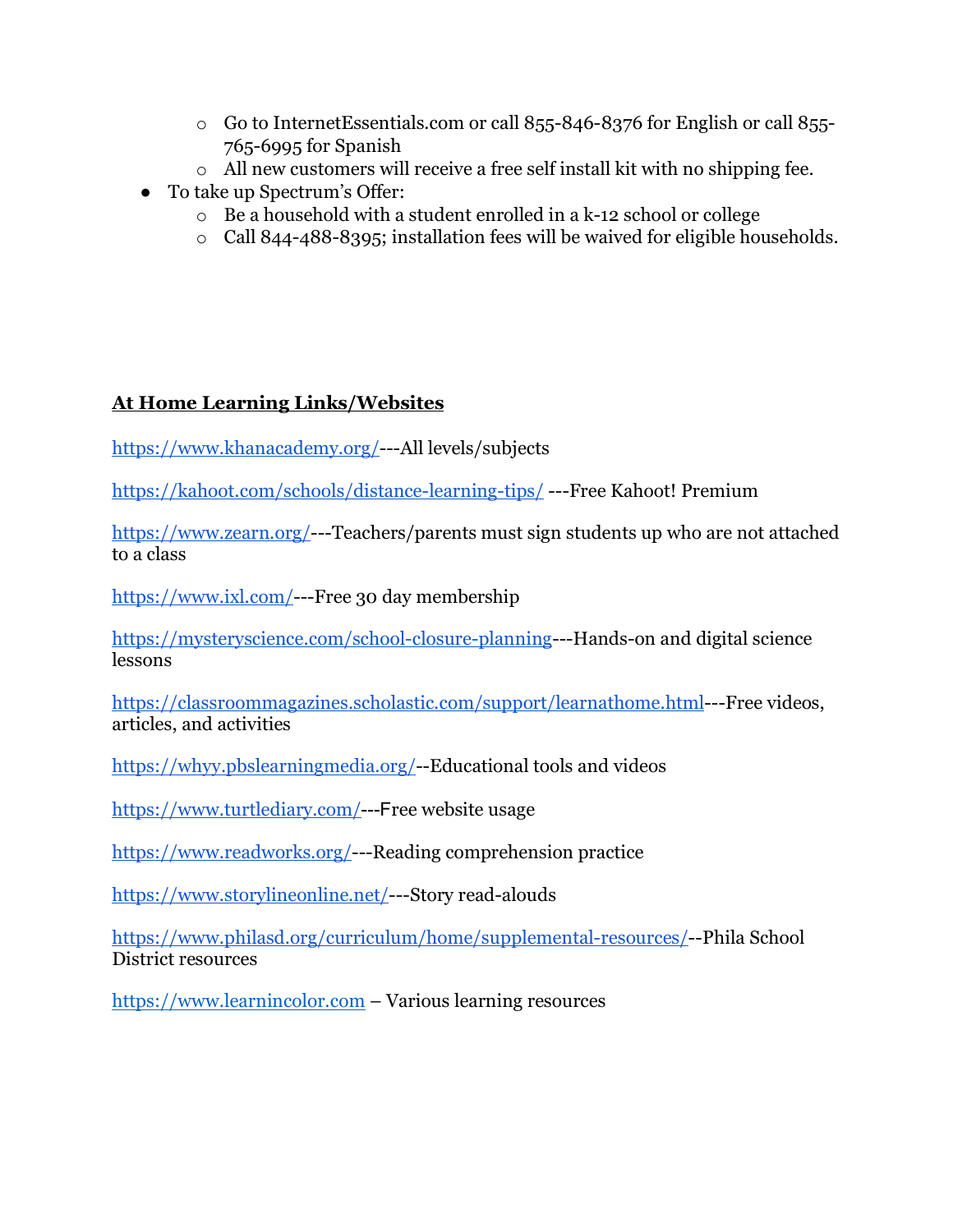- Go to InternetEssentials.com or call 855-846-8376 for English or call 855-765-6995 for Spanish
    - All new customers will receive a free self install kit with no shipping fee.
- To take up Spectrum's Offer:
    - Be a household with a student enrolled in a k-12 school or college
    - Call 844-488-8395; installation fees will be waived for eligible households.

**At Home Learning Links/Websites**

https://www.khanacademy.org/---All levels/subjects

https://kahoot.com/schools/distance-learning-tips/ ---Free Kahoot! Premium

https://www.zearn.org/---Teachers/parents must sign students up who are not attached to a class

https://www.ixl.com/---Free 30 day membership

https://mysteryscience.com/school-closure-planning---Hands-on and digital science lessons

https://classroommagazines.scholastic.com/support/learnathome.html---Free videos, articles, and activities

https://whyy.pbslearningmedia.org/--Educational tools and videos

https://www.turtlediary.com/---Free website usage

https://www.readworks.org/---Reading comprehension practice

https://www.storylineonline.net/---Story read-alouds

https://www.philasd.org/curriculum/home/supplemental-resources/--Phila School District resources

https://www.learnincolor.com – Various learning resources